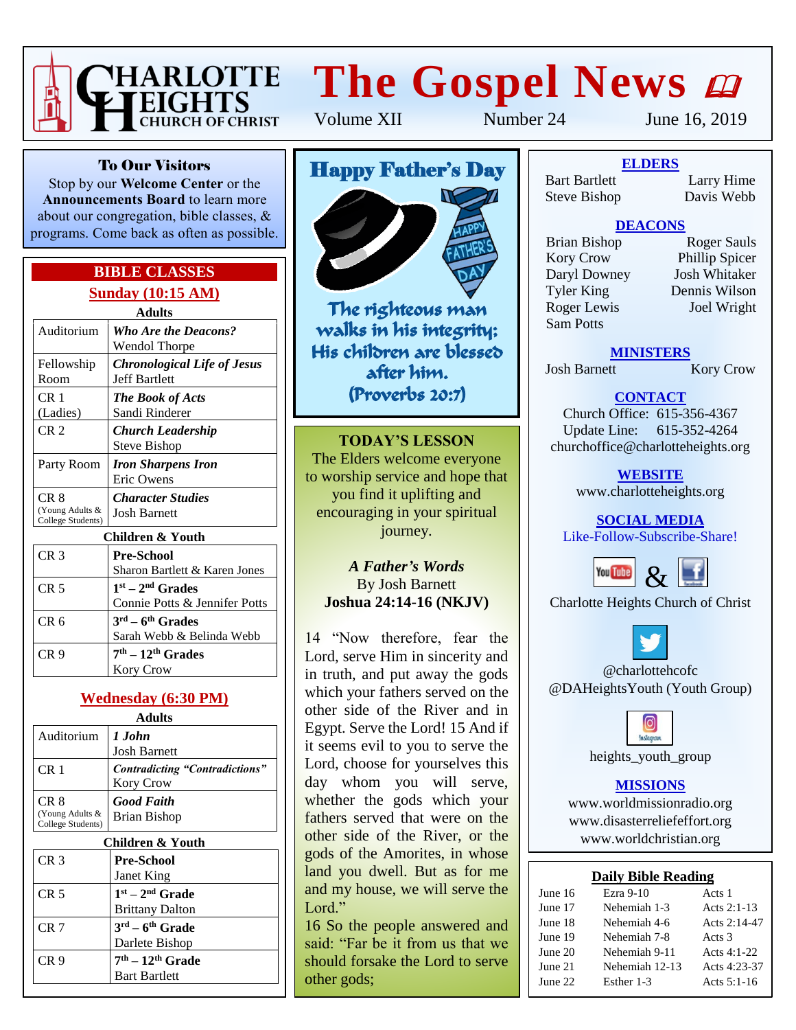# CHARLOTTE HEIGHTS CHURCH OF CHRIST

# The Gospel News

Volume XII Number 24 June 16, 2019

### To Our Visitors

Stop by our **Welcome Center** or the **Announcements Board** to learn more about our congregation, bible classes, & programs. Come back as often as possible.

## BIBLE CLASSES

### Sunday (10:15 AM)

**Adults**

| Room | Class |
|---|---|
| Auditorium | ***Who Are the Deacons?*** Wendol Thorpe |
| Fellowship Room | ***Chronological Life of Jesus*** Jeff Bartlett |
| CR 1 (Ladies) | ***The Book of Acts*** Sandi Rinderer |
| CR 2 | ***Church Leadership*** Steve Bishop |
| Party Room | ***Iron Sharpens Iron*** Eric Owens |
| CR 8 (Young Adults & College Students) | ***Character Studies*** Josh Barnett |

**Children & Youth**

| Room | Class |
|---|---|
| CR 3 | **Pre-School** Sharon Bartlett & Karen Jones |
| CR 5 | **1st – 2nd Grades** Connie Potts & Jennifer Potts |
| CR 6 | **3rd – 6th Grades** Sarah Webb & Belinda Webb |
| CR 9 | **7th – 12th Grades** Kory Crow |

### Wednesday (6:30 PM)

**Adults**

| Room | Class |
|---|---|
| Auditorium | ***1 John*** Josh Barnett |
| CR 1 | ***Contradicting "Contradictions"*** Kory Crow |
| CR 8 (Young Adults & College Students) | ***Good Faith*** Brian Bishop |

**Children & Youth**

| Room | Class |
|---|---|
| CR 3 | **Pre-School** Janet King |
| CR 5 | **1st – 2nd Grade** Brittany Dalton |
| CR 7 | **3rd – 6th Grade** Darlete Bishop |
| CR 9 | **7th – 12th Grade** Bart Bartlett |

## Happy Father's Day

The righteous man walks in his integrity; His children are blessed after him. (Proverbs 20:7)

## TODAY'S LESSON

The Elders welcome everyone to worship service and hope that you find it uplifting and encouraging in your spiritual journey.

***A Father's Words***
By Josh Barnett
**Joshua 24:14-16 (NKJV)**

14 "Now therefore, fear the Lord, serve Him in sincerity and in truth, and put away the gods which your fathers served on the other side of the River and in Egypt. Serve the Lord! 15 And if it seems evil to you to serve the Lord, choose for yourselves this day whom you will serve, whether the gods which your fathers served that were on the other side of the River, or the gods of the Amorites, in whose land you dwell. But as for me and my house, we will serve the Lord."
16 So the people answered and said: "Far be it from us that we should forsake the Lord to serve other gods;

### ELDERS

Bart Bartlett, Larry Hime, Steve Bishop, Davis Webb

### DEACONS

Brian Bishop, Roger Sauls, Kory Crow, Phillip Spicer, Daryl Downey, Josh Whitaker, Tyler King, Dennis Wilson, Roger Lewis, Joel Wright, Sam Potts

### MINISTERS

Josh Barnett, Kory Crow

### CONTACT

Church Office: 615-356-4367
Update Line: 615-352-4264
churchoffice@charlotteheights.org

### WEBSITE

www.charlotteheights.org

### SOCIAL MEDIA

Like-Follow-Subscribe-Share!

Charlotte Heights Church of Christ

@charlottehcofc
@DAHeightsYouth (Youth Group)

heights_youth_group

### MISSIONS

www.worldmissionradio.org
www.disasterreliefeffort.org
www.worldchristian.org

### Daily Bible Reading

| Date | Old Testament | New Testament |
|---|---|---|
| June 16 | Ezra 9-10 | Acts 1 |
| June 17 | Nehemiah 1-3 | Acts 2:1-13 |
| June 18 | Nehemiah 4-6 | Acts 2:14-47 |
| June 19 | Nehemiah 7-8 | Acts 3 |
| June 20 | Nehemiah 9-11 | Acts 4:1-22 |
| June 21 | Nehemiah 12-13 | Acts 4:23-37 |
| June 22 | Esther 1-3 | Acts 5:1-16 |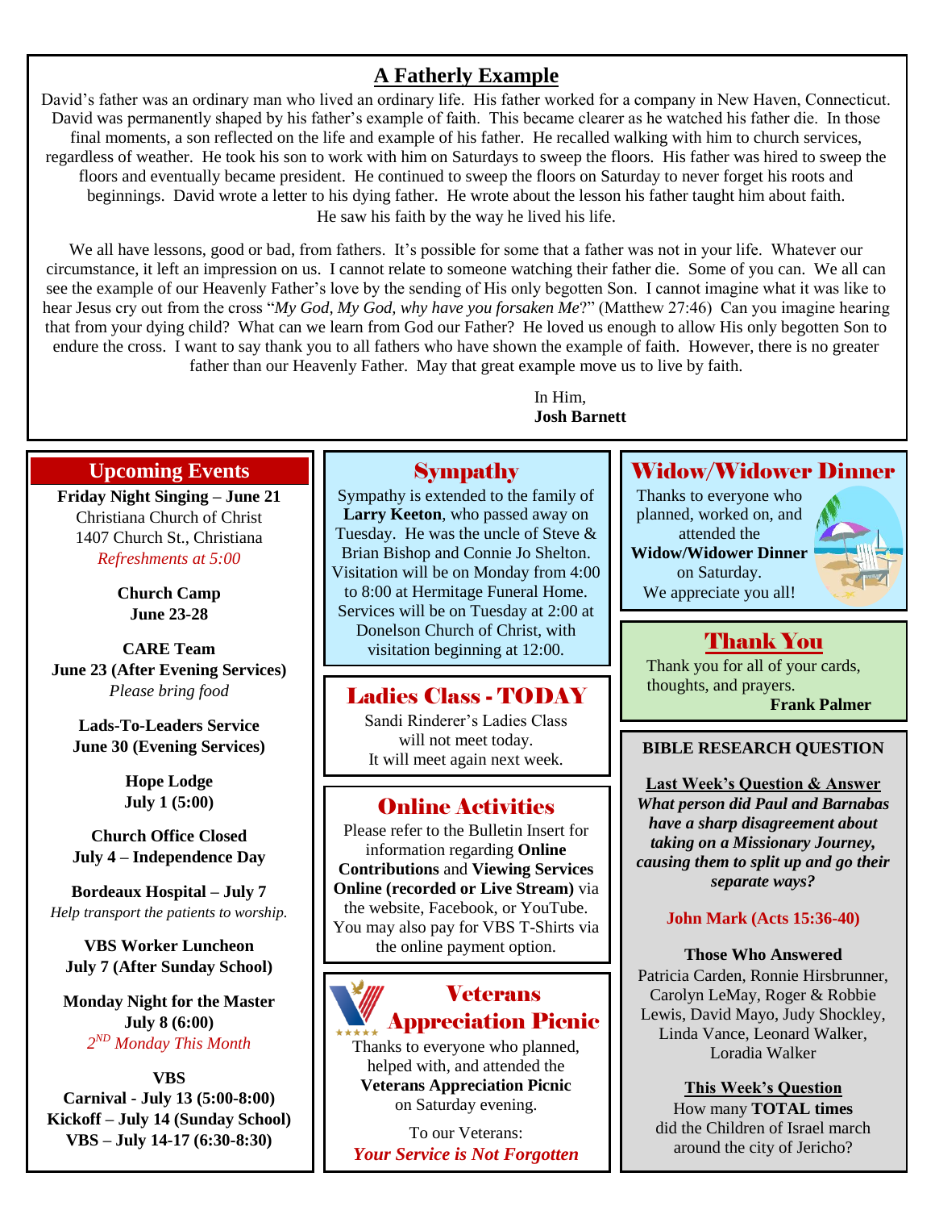## A Fatherly Example

David's father was an ordinary man who lived an ordinary life. His father worked for a company in New Haven, Connecticut. David was permanently shaped by his father's example of faith. This became clearer as he watched his father die. In those final moments, a son reflected on the life and example of his father. He recalled walking with him to church services, regardless of weather. He took his son to work with him on Saturdays to sweep the floors. His father was hired to sweep the floors and eventually became president. He continued to sweep the floors on Saturday to never forget his roots and beginnings. David wrote a letter to his dying father. He wrote about the lesson his father taught him about faith. He saw his faith by the way he lived his life.

We all have lessons, good or bad, from fathers. It's possible for some that a father was not in your life. Whatever our circumstance, it left an impression on us. I cannot relate to someone watching their father die. Some of you can. We all can see the example of our Heavenly Father's love by the sending of His only begotten Son. I cannot imagine what it was like to hear Jesus cry out from the cross "*My God, My God, why have you forsaken Me*?" (Matthew 27:46) Can you imagine hearing that from your dying child? What can we learn from God our Father? He loved us enough to allow His only begotten Son to endure the cross. I want to say thank you to all fathers who have shown the example of faith. However, there is no greater father than our Heavenly Father. May that great example move us to live by faith.

In Him,
**Josh Barnett**

## Upcoming Events

**Friday Night Singing – June 21**
Christiana Church of Christ
1407 Church St., Christiana
*Refreshments at 5:00*

**Church Camp**
**June 23-28**

**CARE Team**
**June 23 (After Evening Services)**
*Please bring food*

**Lads-To-Leaders Service**
**June 30 (Evening Services)**

**Hope Lodge**
**July 1 (5:00)**

**Church Office Closed**
**July 4 – Independence Day**

**Bordeaux Hospital – July 7**
*Help transport the patients to worship.*

**VBS Worker Luncheon**
**July 7 (After Sunday School)**

**Monday Night for the Master**
**July 8 (6:00)**
*2ND Monday This Month*

**VBS**
**Carnival - July 13 (5:00-8:00)**
**Kickoff – July 14 (Sunday School)**
**VBS – July 14-17 (6:30-8:30)**

## Sympathy

Sympathy is extended to the family of **Larry Keeton**, who passed away on Tuesday. He was the uncle of Steve & Brian Bishop and Connie Jo Shelton. Visitation will be on Monday from 4:00 to 8:00 at Hermitage Funeral Home. Services will be on Tuesday at 2:00 at Donelson Church of Christ, with visitation beginning at 12:00.

## Ladies Class - TODAY

Sandi Rinderer's Ladies Class will not meet today. It will meet again next week.

## Online Activities

Please refer to the Bulletin Insert for information regarding **Online Contributions** and **Viewing Services Online (recorded or Live Stream)** via the website, Facebook, or YouTube. You may also pay for VBS T-Shirts via the online payment option.

## Veterans Appreciation Picnic

Thanks to everyone who planned, helped with, and attended the **Veterans Appreciation Picnic** on Saturday evening.

To our Veterans:
***Your Service is Not Forgotten***

## Widow/Widower Dinner

Thanks to everyone who planned, worked on, and attended the **Widow/Widower Dinner** on Saturday.
We appreciate you all!

## Thank You

Thank you for all of your cards, thoughts, and prayers.
**Frank Palmer**

## BIBLE RESEARCH QUESTION

**Last Week's Question & Answer**
***What person did Paul and Barnabas have a sharp disagreement about taking on a Missionary Journey, causing them to split up and go their separate ways?***

**John Mark (Acts 15:36-40)**

**Those Who Answered**
Patricia Carden, Ronnie Hirsbrunner, Carolyn LeMay, Roger & Robbie Lewis, David Mayo, Judy Shockley, Linda Vance, Leonard Walker, Loradia Walker

**This Week's Question**
How many **TOTAL times** did the Children of Israel march around the city of Jericho?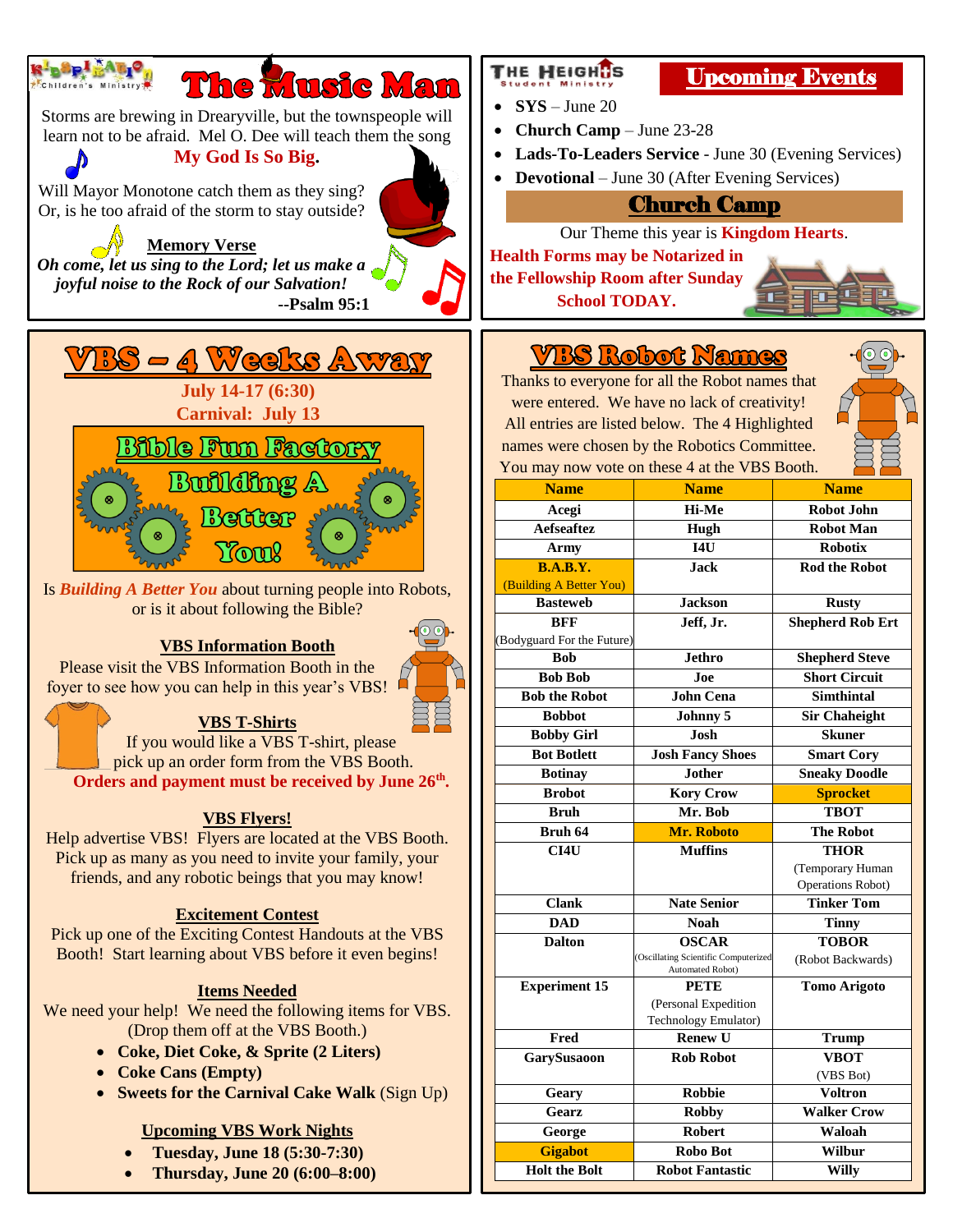Kidsperation Children's Ministry

# The Music Man

Storms are brewing in Drearyville, but the townspeople will learn not to be afraid. Mel O. Dee will teach them the song **My God Is So Big.**

Will Mayor Monotone catch them as they sing? Or, is he too afraid of the storm to stay outside?

**Memory Verse**

***Oh come, let us sing to the Lord; let us make a joyful noise to the Rock of our Salvation!***

**--Psalm 95:1**

The Heights Student Ministry

## Upcoming Events

- **SYS** – June 20
- **Church Camp** – June 23-28
- **Lads-To-Leaders Service** - June 30 (Evening Services)
- **Devotional** – June 30 (After Evening Services)

## Church Camp

Our Theme this year is **Kingdom Hearts**.

**Health Forms may be Notarized in the Fellowship Room after Sunday School TODAY.**

# VBS – 4 Weeks Away

**July 14-17 (6:30)**
**Carnival: July 13**

**Bible Fun Factory**
**Building A Better You!**

Is ***Building A Better You*** about turning people into Robots, or is it about following the Bible?

**VBS Information Booth**

Please visit the VBS Information Booth in the foyer to see how you can help in this year's VBS!

**VBS T-Shirts**

If you would like a VBS T-shirt, please pick up an order form from the VBS Booth.
**Orders and payment must be received by June 26th.**

**VBS Flyers!**

Help advertise VBS! Flyers are located at the VBS Booth. Pick up as many as you need to invite your family, your friends, and any robotic beings that you may know!

**Excitement Contest**

Pick up one of the Exciting Contest Handouts at the VBS Booth! Start learning about VBS before it even begins!

**Items Needed**

We need your help! We need the following items for VBS. (Drop them off at the VBS Booth.)

- **Coke, Diet Coke, & Sprite (2 Liters)**
- **Coke Cans (Empty)**
- **Sweets for the Carnival Cake Walk** (Sign Up)

**Upcoming VBS Work Nights**

- **Tuesday, June 18 (5:30-7:30)**
- **Thursday, June 20 (6:00–8:00)**

# VBS Robot Names

Thanks to everyone for all the Robot names that were entered. We have no lack of creativity! All entries are listed below. The 4 Highlighted names were chosen by the Robotics Committee. You may now vote on these 4 at the VBS Booth.

| Name | Name | Name |
|---|---|---|
| Acegi | Hi-Me | Robot John |
| Aefseaftez | Hugh | Robot Man |
| Army | I4U | Robotix |
| B.A.B.Y. (Building A Better You) | Jack | Rod the Robot |
| Basteweb | Jackson | Rusty |
| BFF (Bodyguard For the Future) | Jeff, Jr. | Shepherd Rob Ert |
| Bob | Jethro | Shepherd Steve |
| Bob Bob | Joe | Short Circuit |
| Bob the Robot | John Cena | Simthintal |
| Bobbot | Johnny 5 | Sir Chaheight |
| Bobby Girl | Josh | Skuner |
| Bot Botlett | Josh Fancy Shoes | Smart Cory |
| Botinay | Jother | Sneaky Doodle |
| Brobot | Kory Crow | Sprocket |
| Bruh | Mr. Bob | TBOT |
| Bruh 64 | Mr. Roboto | The Robot |
| CI4U | Muffins | THOR (Temporary Human Operations Robot) |
| Clank | Nate Senior | Tinker Tom |
| DAD | Noah | Tinny |
| Dalton | OSCAR (Oscillating Scientific Computerized Automated Robot) | TOBOR (Robot Backwards) |
| Experiment 15 | PETE (Personal Expedition Technology Emulator) | Tomo Arigoto |
| Fred | Renew U | Trump |
| GarySusaoon | Rob Robot | VBOT (VBS Bot) |
| Geary | Robbie | Voltron |
| Gearz | Robby | Walker Crow |
| George | Robert | Waloah |
| Gigabot | Robo Bot | Wilbur |
| Holt the Bolt | Robot Fantastic | Willy |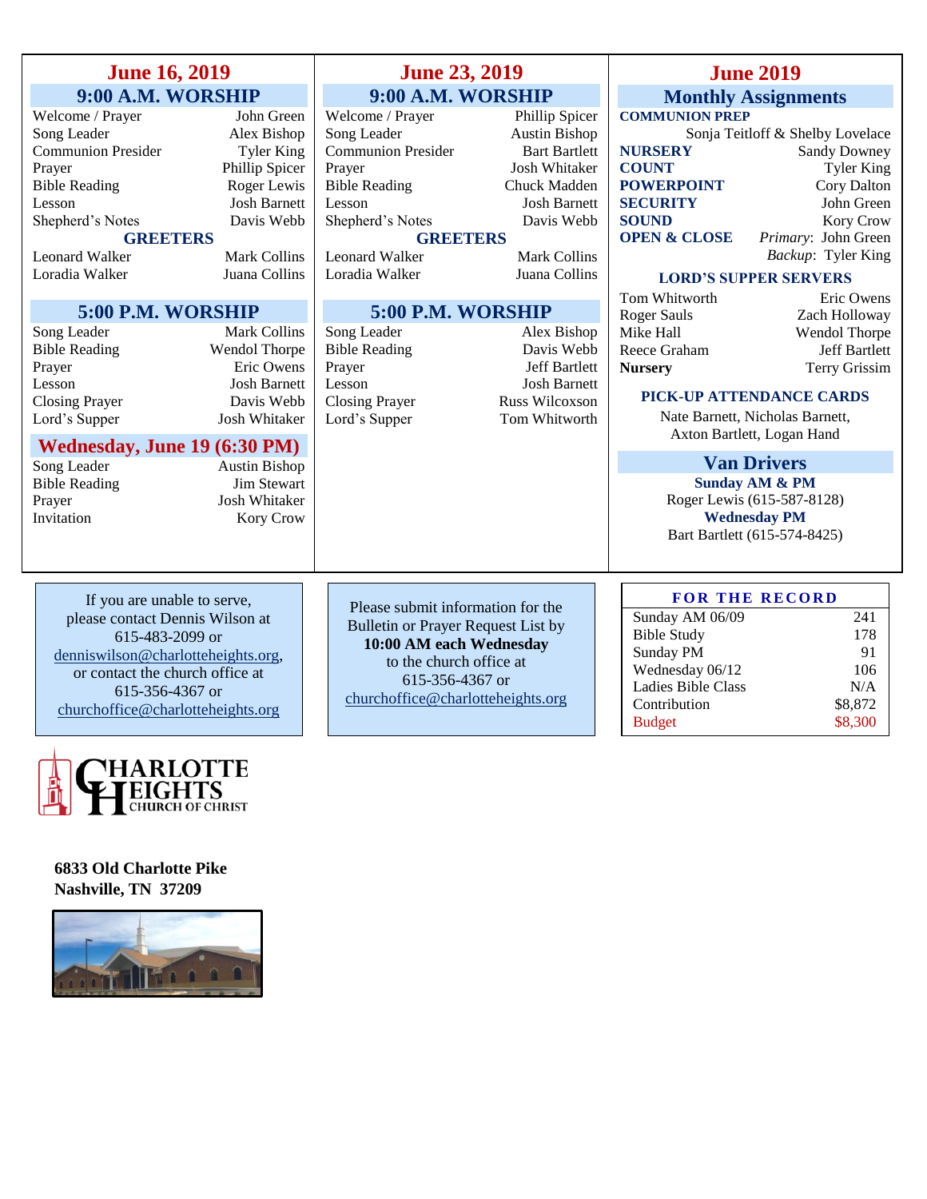## June 16, 2019

### 9:00 A.M. WORSHIP

| | |
|---|---|
| Welcome / Prayer | John Green |
| Song Leader | Alex Bishop |
| Communion Presider | Tyler King |
| Prayer | Phillip Spicer |
| Bible Reading | Roger Lewis |
| Lesson | Josh Barnett |
| Shepherd's Notes | Davis Webb |

**GREETERS**

| | |
|---|---|
| Leonard Walker | Mark Collins |
| Loradia Walker | Juana Collins |

### 5:00 P.M. WORSHIP

| | |
|---|---|
| Song Leader | Mark Collins |
| Bible Reading | Wendol Thorpe |
| Prayer | Eric Owens |
| Lesson | Josh Barnett |
| Closing Prayer | Davis Webb |
| Lord's Supper | Josh Whitaker |

### Wednesday, June 19 (6:30 PM)

| | |
|---|---|
| Song Leader | Austin Bishop |
| Bible Reading | Jim Stewart |
| Prayer | Josh Whitaker |
| Invitation | Kory Crow |

## June 23, 2019

### 9:00 A.M. WORSHIP

| | |
|---|---|
| Welcome / Prayer | Phillip Spicer |
| Song Leader | Austin Bishop |
| Communion Presider | Bart Bartlett |
| Prayer | Josh Whitaker |
| Bible Reading | Chuck Madden |
| Lesson | Josh Barnett |
| Shepherd's Notes | Davis Webb |

**GREETERS**

| | |
|---|---|
| Leonard Walker | Mark Collins |
| Loradia Walker | Juana Collins |

### 5:00 P.M. WORSHIP

| | |
|---|---|
| Song Leader | Alex Bishop |
| Bible Reading | Davis Webb |
| Prayer | Jeff Bartlett |
| Lesson | Josh Barnett |
| Closing Prayer | Russ Wilcoxson |
| Lord's Supper | Tom Whitworth |

## June 2019

### Monthly Assignments

**COMMUNION PREP**
Sonja Teitloff & Shelby Lovelace

| | |
|---|---|
| **NURSERY** | Sandy Downey |
| **COUNT** | Tyler King |
| **POWERPOINT** | Cory Dalton |
| **SECURITY** | John Green |
| **SOUND** | Kory Crow |
| **OPEN & CLOSE** | *Primary*: John Green |
| | *Backup*: Tyler King |

**LORD'S SUPPER SERVERS**

| | |
|---|---|
| Tom Whitworth | Eric Owens |
| Roger Sauls | Zach Holloway |
| Mike Hall | Wendol Thorpe |
| Reece Graham | Jeff Bartlett |
| **Nursery** | Terry Grissim |

**PICK-UP ATTENDANCE CARDS**
Nate Barnett, Nicholas Barnett, Axton Bartlett, Logan Hand

### Van Drivers

**Sunday AM & PM**
Roger Lewis (615-587-8128)

**Wednesday PM**
Bart Bartlett (615-574-8425)

---

If you are unable to serve, please contact Dennis Wilson at 615-483-2099 or denniswilson@charlotteheights.org, or contact the church office at 615-356-4367 or churchoffice@charlotteheights.org

Please submit information for the Bulletin or Prayer Request List by **10:00 AM each Wednesday** to the church office at 615-356-4367 or churchoffice@charlotteheights.org

**FOR THE RECORD**

| | |
|---|---|
| Sunday AM 06/09 | 241 |
| Bible Study | 178 |
| Sunday PM | 91 |
| Wednesday 06/12 | 106 |
| Ladies Bible Class | N/A |
| Contribution | $8,872 |
| Budget | $8,300 |

CHARLOTTE HEIGHTS CHURCH OF CHRIST

**6833 Old Charlotte Pike**
**Nashville, TN 37209**